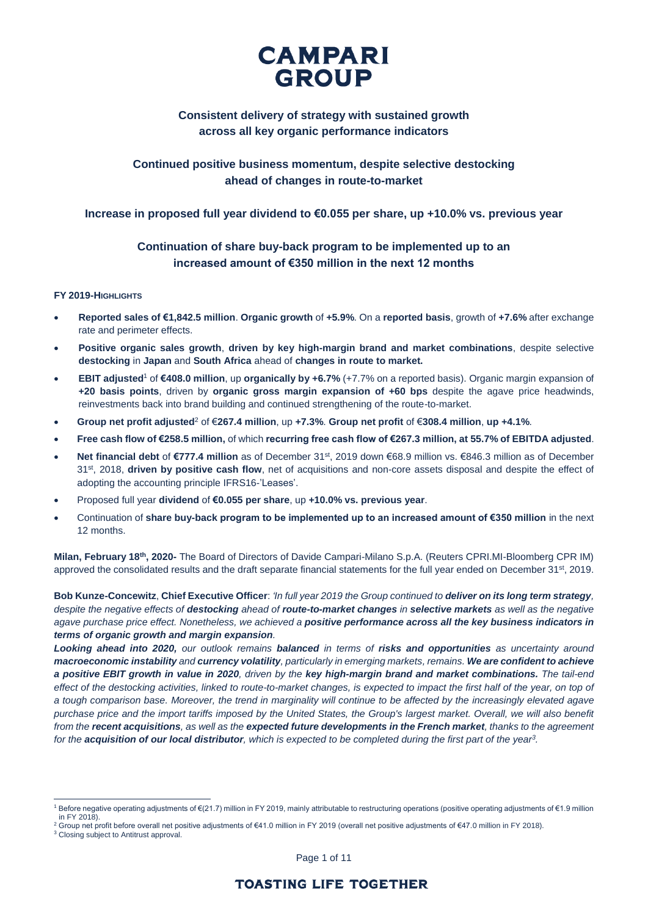# CAMPARI GROUP

## Consistent delivery of strategy with sustained growth across all key organic performance indicators

## Continued positive business momentum, despite selective destocking ahead of changes in route-to-market

## Increase in proposed full year dividend to €0.055 per share, up +10.0% vs. previous year

## Continuation of share buy-back program to be implemented up to an increased amount of €350 million in the next 12 months

**FY 2019-HIGHLIGHTS**

- **Reported sales of €1,842.5 million**. **Organic growth** of **+5.9%**. On a **reported basis**, growth of **+7.6%** after exchange rate and perimeter effects.
- **Positive organic sales growth**, **driven by key high-margin brand and market combinations**, despite selective **destocking** in **Japan** and **South Africa** ahead of **changes in route to market.**
- **EBIT adjusted**[1] of **€408.0 million**, up **organically by +6.7%** (+7.7% on a reported basis). Organic margin expansion of **+20 basis points**, driven by **organic gross margin expansion of +60 bps** despite the agave price headwinds, reinvestments back into brand building and continued strengthening of the route-to-market.
- **Group net profit adjusted**[2] of €**267.4 million**, up **+7.3%**. **Group net profit** of €**308.4 million**, **up +4.1%**.
- **Free cash flow of €258.5 million,** of which **recurring free cash flow of €267.3 million, at 55.7% of EBITDA adjusted**.
- **Net financial debt** of **€777.4 million** as of December 31st, 2019 down €68.9 million vs. €846.3 million as of December 31st, 2018, **driven by positive cash flow**, net of acquisitions and non-core assets disposal and despite the effect of adopting the accounting principle IFRS16-'Leases'.
- Proposed full year **dividend** of **€0.055 per share**, up **+10.0% vs. previous year**.
- Continuation of **share buy-back program to be implemented up to an increased amount of €350 million** in the next 12 months.

**Milan, February 18th, 2020-** The Board of Directors of Davide Campari-Milano S.p.A. (Reuters CPRI.MI-Bloomberg CPR IM) approved the consolidated results and the draft separate financial statements for the full year ended on December 31st, 2019.

**Bob Kunze-Concewitz**, **Chief Executive Officer**: *'In full year 2019 the Group continued to **deliver on its long term strategy**, despite the negative effects of **destocking** ahead of **route-to-market changes** in **selective markets** as well as the negative agave purchase price effect. Nonetheless, we achieved a **positive performance across all the key business indicators in terms of organic growth and margin expansion**.*
***Looking ahead into 2020,** our outlook remains **balanced** in terms of **risks and opportunities** as uncertainty around **macroeconomic instability** and **currency volatility**, particularly in emerging markets, remains. **We are confident to achieve a positive EBIT growth in value in 2020**, driven by the **key high-margin brand and market combinations.** The tail-end effect of the destocking activities, linked to route-to-market changes, is expected to impact the first half of the year, on top of a tough comparison base. Moreover, the trend in marginality will continue to be affected by the increasingly elevated agave purchase price and the import tariffs imposed by the United States, the Group's largest market. Overall, we will also benefit from the **recent acquisitions**, as well as the **expected future developments in the French market**, thanks to the agreement for the **acquisition of our local distributor**, which is expected to be completed during the first part of the year[3].*

---

[1] Before negative operating adjustments of €(21.7) million in FY 2019, mainly attributable to restructuring operations (positive operating adjustments of €1.9 million in FY 2018).

[2] Group net profit before overall net positive adjustments of €41.0 million in FY 2019 (overall net positive adjustments of €47.0 million in FY 2018).

[3] Closing subject to Antitrust approval.

TOASTING LIFE TOGETHER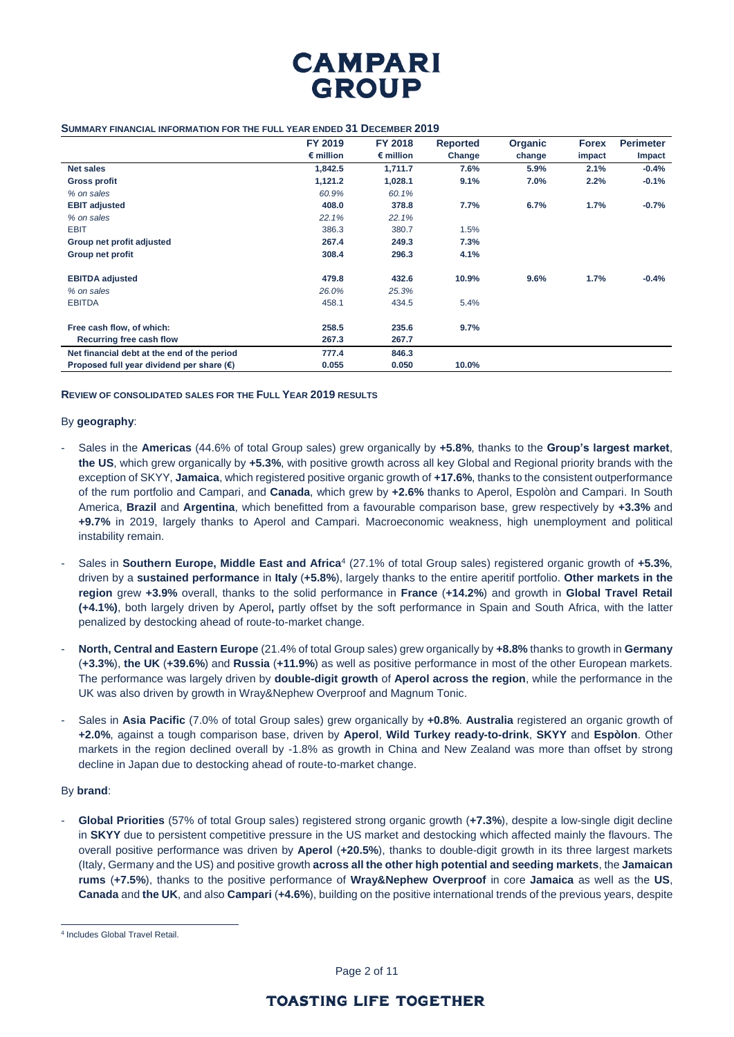**SUMMARY FINANCIAL INFORMATION FOR THE FULL YEAR ENDED 31 DECEMBER 2019**

| | FY 2019 € million | FY 2018 € million | Reported Change | Organic change | Forex impact | Perimeter Impact |
|---|---|---|---|---|---|---|
| **Net sales** | **1,842.5** | **1,711.7** | **7.6%** | **5.9%** | **2.1%** | **-0.4%** |
| **Gross profit** | **1,121.2** | **1,028.1** | **9.1%** | **7.0%** | **2.2%** | **-0.1%** |
| *% on sales* | *60.9%* | *60.1%* | | | | |
| **EBIT adjusted** | **408.0** | **378.8** | **7.7%** | **6.7%** | **1.7%** | **-0.7%** |
| *% on sales* | *22.1%* | *22.1%* | | | | |
| EBIT | 386.3 | 380.7 | 1.5% | | | |
| **Group net profit adjusted** | **267.4** | **249.3** | **7.3%** | | | |
| **Group net profit** | **308.4** | **296.3** | **4.1%** | | | |
| **EBITDA adjusted** | **479.8** | **432.6** | **10.9%** | **9.6%** | **1.7%** | **-0.4%** |
| *% on sales* | *26.0%* | *25.3%* | | | | |
| EBITDA | 458.1 | 434.5 | 5.4% | | | |
| **Free cash flow, of which:** | **258.5** | **235.6** | **9.7%** | | | |
| **Recurring free cash flow** | **267.3** | **267.7** | | | | |
| **Net financial debt at the end of the period** | **777.4** | **846.3** | | | | |
| **Proposed full year dividend per share (€)** | **0.055** | **0.050** | **10.0%** | | | |

**REVIEW OF CONSOLIDATED SALES FOR THE FULL YEAR 2019 RESULTS**

By **geography**:

- Sales in the **Americas** (44.6% of total Group sales) grew organically by **+5.8%**, thanks to the **Group's largest market**, **the US**, which grew organically by **+5.3%**, with positive growth across all key Global and Regional priority brands with the exception of SKYY, **Jamaica**, which registered positive organic growth of **+17.6%**, thanks to the consistent outperformance of the rum portfolio and Campari, and **Canada**, which grew by **+2.6%** thanks to Aperol, Espolòn and Campari. In South America, **Brazil** and **Argentina**, which benefitted from a favourable comparison base, grew respectively by **+3.3%** and **+9.7%** in 2019, largely thanks to Aperol and Campari. Macroeconomic weakness, high unemployment and political instability remain.
- Sales in **Southern Europe, Middle East and Africa**[4] (27.1% of total Group sales) registered organic growth of **+5.3%**, driven by a **sustained performance** in **Italy** (**+5.8%**), largely thanks to the entire aperitif portfolio. **Other markets in the region** grew **+3.9%** overall, thanks to the solid performance in **France** (**+14.2%**) and growth in **Global Travel Retail (+4.1%)**, both largely driven by Aperol**,** partly offset by the soft performance in Spain and South Africa, with the latter penalized by destocking ahead of route-to-market change.
- **North, Central and Eastern Europe** (21.4% of total Group sales) grew organically by **+8.8%** thanks to growth in **Germany** (**+3.3%**), **the UK** (**+39.6%**) and **Russia** (**+11.9%**) as well as positive performance in most of the other European markets. The performance was largely driven by **double-digit growth** of **Aperol across the region**, while the performance in the UK was also driven by growth in Wray&Nephew Overproof and Magnum Tonic.
- Sales in **Asia Pacific** (7.0% of total Group sales) grew organically by **+0.8%**. **Australia** registered an organic growth of **+2.0%**, against a tough comparison base, driven by **Aperol**, **Wild Turkey ready-to-drink**, **SKYY** and **Espòlon**. Other markets in the region declined overall by -1.8% as growth in China and New Zealand was more than offset by strong decline in Japan due to destocking ahead of route-to-market change.

By **brand**:

- **Global Priorities** (57% of total Group sales) registered strong organic growth (**+7.3%**), despite a low-single digit decline in **SKYY** due to persistent competitive pressure in the US market and destocking which affected mainly the flavours. The overall positive performance was driven by **Aperol** (**+20.5%**), thanks to double-digit growth in its three largest markets (Italy, Germany and the US) and positive growth **across all the other high potential and seeding markets**, the **Jamaican rums** (**+7.5%**), thanks to the positive performance of **Wray&Nephew Overproof** in core **Jamaica** as well as the **US**, **Canada** and **the UK**, and also **Campari** (**+4.6%**), building on the positive international trends of the previous years, despite

[4] Includes Global Travel Retail.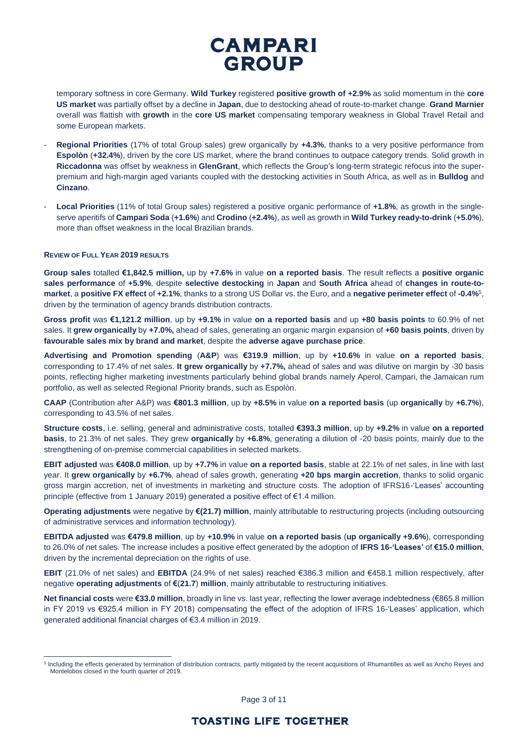temporary softness in core Germany. **Wild Turkey** registered **positive growth of +2.9%** as solid momentum in the **core US market** was partially offset by a decline in **Japan**, due to destocking ahead of route-to-market change. **Grand Marnier** overall was flattish with **growth** in the **core US market** compensating temporary weakness in Global Travel Retail and some European markets.

- **Regional Priorities** (17% of total Group sales) grew organically by **+4.3%**, thanks to a very positive performance from **Espolòn** (**+32.4%**), driven by the core US market, where the brand continues to outpace category trends. Solid growth in **Riccadonna** was offset by weakness in **GlenGrant**, which reflects the Group's long-term strategic refocus into the super-premium and high-margin aged variants coupled with the destocking activities in South Africa, as well as in **Bulldog** and **Cinzano**.
- **Local Priorities** (11% of total Group sales) registered a positive organic performance of **+1.8%**, as growth in the single-serve aperitifs of **Campari Soda** (**+1.6%**) and **Crodino** (**+2.4%**), as well as growth in **Wild Turkey ready-to-drink** (**+5.0%**), more than offset weakness in the local Brazilian brands.

**REVIEW OF FULL YEAR 2019 RESULTS**

**Group sales** totalled **€1,842.5 million,** up by **+7.6%** in value **on a reported basis**. The result reflects a **positive organic sales performance** of **+5.9%**, despite **selective destocking** in **Japan** and **South Africa** ahead of **changes in route-to-market**, a **positive FX effect** of **+2.1%**, thanks to a strong US Dollar vs. the Euro, and a **negative perimeter effect** of **-0.4%**[5], driven by the termination of agency brands distribution contracts.

**Gross profit** was **€1,121.2 million**, up by **+9.1%** in value **on a reported basis** and up **+80 basis points** to 60.9% of net sales. It **grew organically** by **+7.0%,** ahead of sales, generating an organic margin expansion of **+60 basis points**, driven by **favourable sales mix by brand and market**, despite the **adverse agave purchase price**.

**Advertising and Promotion spending** (**A&P**) was **€319.9 million**, up by **+10.6%** in value **on a reported basis**, corresponding to 17.4% of net sales. **It grew organically** by **+7.7%,** ahead of sales and was dilutive on margin by -30 basis points, reflecting higher marketing investments particularly behind global brands namely Aperol, Campari, the Jamaican rum portfolio, as well as selected Regional Priority brands, such as Espolòn.

**CAAP** (Contribution after A&P) was **€801.3 million**, up by **+8.5%** in value **on a reported basis** (up **organically** by **+6.7%**), corresponding to 43.5% of net sales.

**Structure costs**, i.e. selling, general and administrative costs, totalled **€393.3 million**, up by **+9.2%** in value **on a reported basis**, to 21.3% of net sales. They grew **organically** by **+6.8%**, generating a dilution of -20 basis points, mainly due to the strengthening of on-premise commercial capabilities in selected markets.

**EBIT adjusted** was **€408.0 million**, up by **+7.7%** in value **on a reported basis**, stable at 22.1% of net sales, in line with last year. It **grew organically** by **+6.7%**, ahead of sales growth, generating **+20 bps margin accretion**, thanks to solid organic gross margin accretion, net of investments in marketing and structure costs. The adoption of IFRS16-'Leases' accounting principle (effective from 1 January 2019) generated a positive effect of €1.4 million.

**Operating adjustments** were negative by **€(21.7) million**, mainly attributable to restructuring projects (including outsourcing of administrative services and information technology).

**EBITDA adjusted** was **€479.8 million**, up by **+10.9%** in value **on a reported basis** (**up organically +9.6%**), corresponding to 26.0% of net sales. The increase includes a positive effect generated by the adoption of **IFRS 16-'Leases'** of **€15.0 million**, driven by the incremental depreciation on the rights of use.

**EBIT** (21.0% of net sales) and **EBITDA** (24.9% of net sales) reached €386.3 million and €458.1 million respectively, after negative **operating adjustments** of **€(21.7) million**, mainly attributable to restructuring initiatives.

**Net financial costs** were **€33.0 million**, broadly in line vs. last year, reflecting the lower average indebtedness (€865.8 million in FY 2019 vs €925.4 million in FY 2018) compensating the effect of the adoption of IFRS 16-'Leases' application, which generated additional financial charges of €3.4 million in 2019.

---

[5] Including the effects generated by termination of distribution contracts, partly mitigated by the recent acquisitions of Rhumantilles as well as Ancho Reyes and Montelobos closed in the fourth quarter of 2019.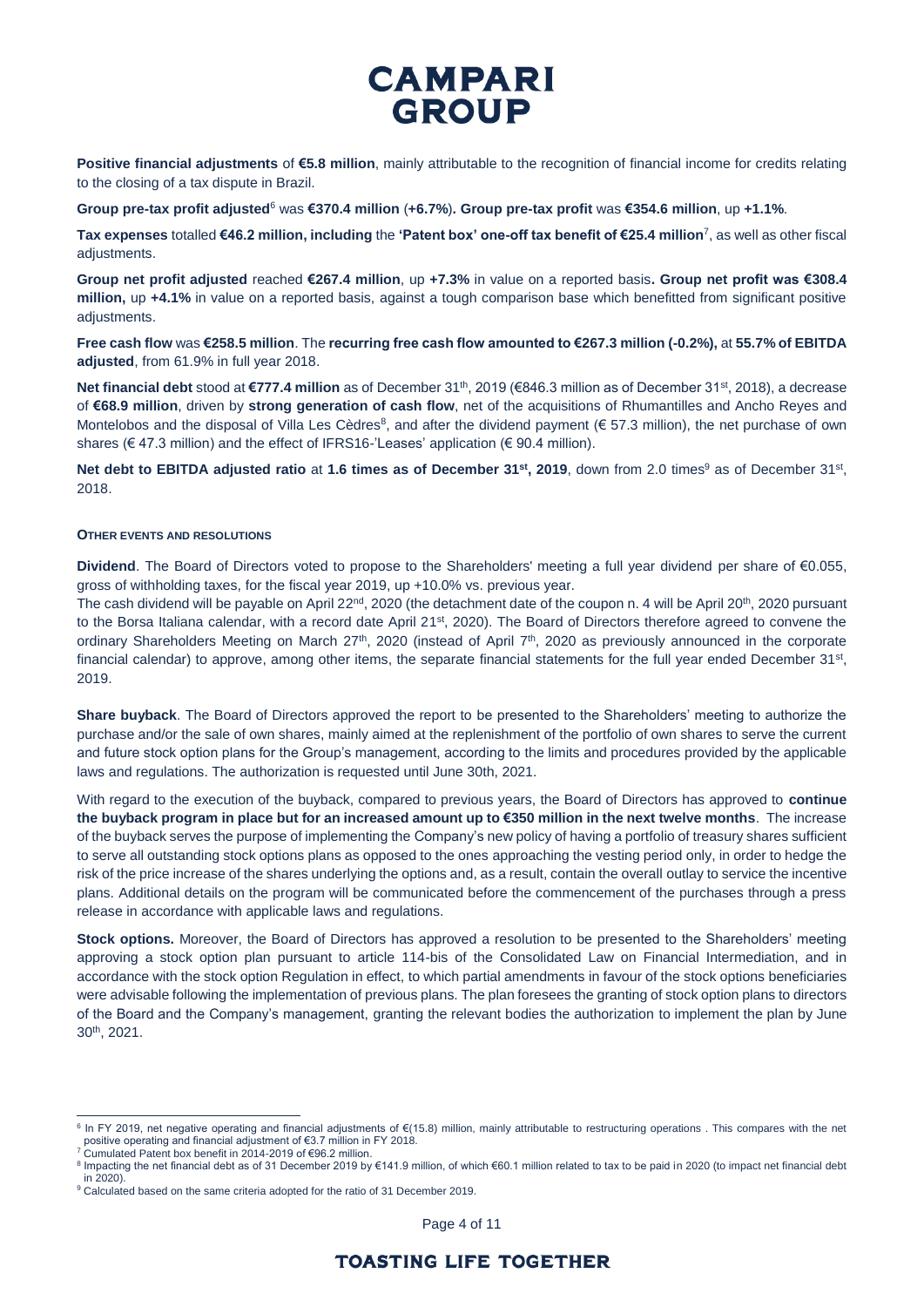**Positive financial adjustments** of **€5.8 million**, mainly attributable to the recognition of financial income for credits relating to the closing of a tax dispute in Brazil.

**Group pre-tax profit adjusted**[6] was **€370.4 million** (**+6.7%**)**. Group pre-tax profit** was **€354.6 million**, up **+1.1%**.

**Tax expenses** totalled **€46.2 million, including** the **'Patent box' one-off tax benefit of €25.4 million**[7], as well as other fiscal adjustments.

**Group net profit adjusted** reached **€267.4 million**, up **+7.3%** in value on a reported basis**. Group net profit was €308.4 million,** up **+4.1%** in value on a reported basis, against a tough comparison base which benefitted from significant positive adjustments.

**Free cash flow** was **€258.5 million**. The **recurring free cash flow amounted to €267.3 million (-0.2%),** at **55.7% of EBITDA adjusted**, from 61.9% in full year 2018.

**Net financial debt** stood at **€777.4 million** as of December 31st, 2019 (€846.3 million as of December 31st, 2018), a decrease of **€68.9 million**, driven by **strong generation of cash flow**, net of the acquisitions of Rhumantilles and Ancho Reyes and Montelobos and the disposal of Villa Les Cèdres[8], and after the dividend payment (€ 57.3 million), the net purchase of own shares (€ 47.3 million) and the effect of IFRS16-'Leases' application (€ 90.4 million).

**Net debt to EBITDA adjusted ratio** at **1.6 times as of December 31st, 2019**, down from 2.0 times[9] as of December 31st, 2018.

#### OTHER EVENTS AND RESOLUTIONS

**Dividend**. The Board of Directors voted to propose to the Shareholders' meeting a full year dividend per share of €0.055, gross of withholding taxes, for the fiscal year 2019, up +10.0% vs. previous year.
The cash dividend will be payable on April 22nd, 2020 (the detachment date of the coupon n. 4 will be April 20th, 2020 pursuant to the Borsa Italiana calendar, with a record date April 21st, 2020). The Board of Directors therefore agreed to convene the ordinary Shareholders Meeting on March 27th, 2020 (instead of April 7th, 2020 as previously announced in the corporate financial calendar) to approve, among other items, the separate financial statements for the full year ended December 31st, 2019.

**Share buyback**. The Board of Directors approved the report to be presented to the Shareholders' meeting to authorize the purchase and/or the sale of own shares, mainly aimed at the replenishment of the portfolio of own shares to serve the current and future stock option plans for the Group's management, according to the limits and procedures provided by the applicable laws and regulations. The authorization is requested until June 30th, 2021.

With regard to the execution of the buyback, compared to previous years, the Board of Directors has approved to **continue the buyback program in place but for an increased amount up to €350 million in the next twelve months**. The increase of the buyback serves the purpose of implementing the Company's new policy of having a portfolio of treasury shares sufficient to serve all outstanding stock options plans as opposed to the ones approaching the vesting period only, in order to hedge the risk of the price increase of the shares underlying the options and, as a result, contain the overall outlay to service the incentive plans. Additional details on the program will be communicated before the commencement of the purchases through a press release in accordance with applicable laws and regulations.

**Stock options.** Moreover, the Board of Directors has approved a resolution to be presented to the Shareholders' meeting approving a stock option plan pursuant to article 114-bis of the Consolidated Law on Financial Intermediation, and in accordance with the stock option Regulation in effect, to which partial amendments in favour of the stock options beneficiaries were advisable following the implementation of previous plans. The plan foresees the granting of stock option plans to directors of the Board and the Company's management, granting the relevant bodies the authorization to implement the plan by June 30th, 2021.

---

[6] In FY 2019, net negative operating and financial adjustments of €(15.8) million, mainly attributable to restructuring operations . This compares with the net positive operating and financial adjustment of €3.7 million in FY 2018.

[7] Cumulated Patent box benefit in 2014-2019 of €96.2 million.

[8] Impacting the net financial debt as of 31 December 2019 by €141.9 million, of which €60.1 million related to tax to be paid in 2020 (to impact net financial debt in 2020).

[9] Calculated based on the same criteria adopted for the ratio of 31 December 2019.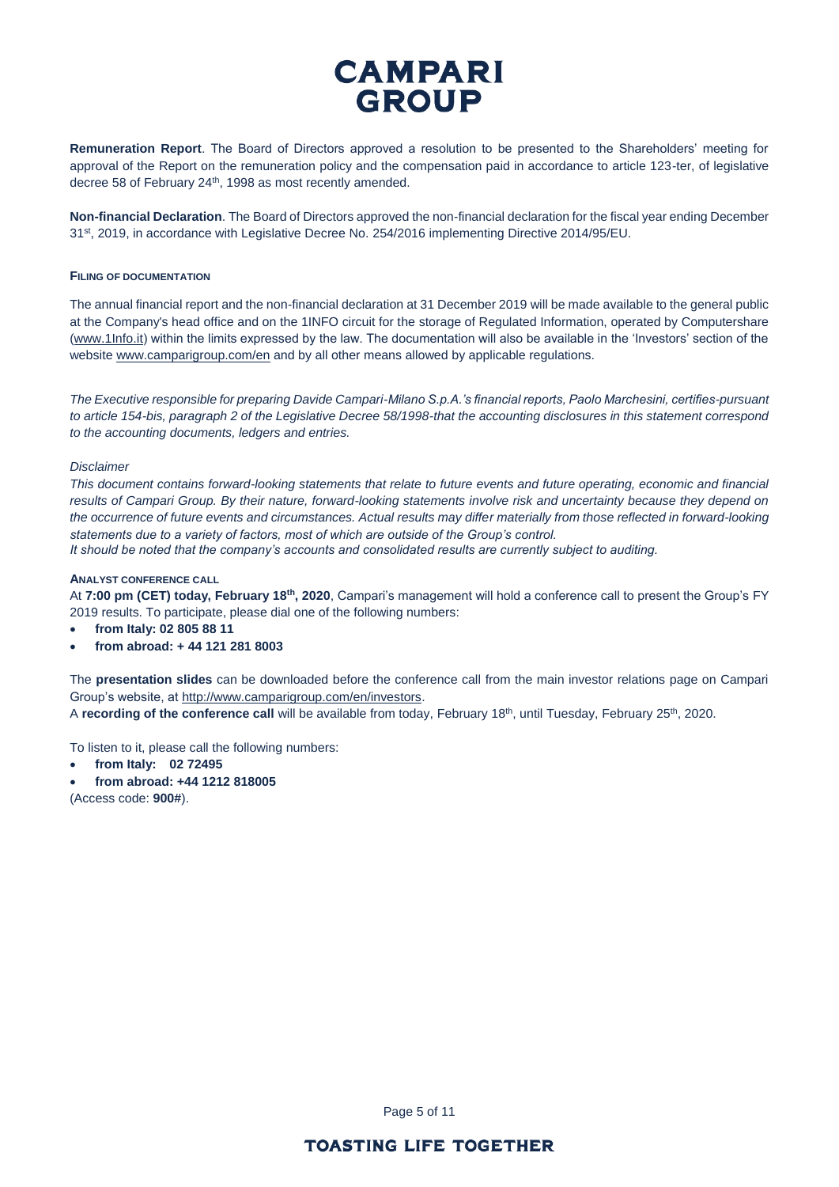**Remuneration Report**. The Board of Directors approved a resolution to be presented to the Shareholders' meeting for approval of the Report on the remuneration policy and the compensation paid in accordance to article 123-ter, of legislative decree 58 of February 24th, 1998 as most recently amended.

**Non-financial Declaration**. The Board of Directors approved the non-financial declaration for the fiscal year ending December 31st, 2019, in accordance with Legislative Decree No. 254/2016 implementing Directive 2014/95/EU.

**FILING OF DOCUMENTATION**

The annual financial report and the non-financial declaration at 31 December 2019 will be made available to the general public at the Company's head office and on the 1INFO circuit for the storage of Regulated Information, operated by Computershare (www.1Info.it) within the limits expressed by the law. The documentation will also be available in the 'Investors' section of the website www.camparigroup.com/en and by all other means allowed by applicable regulations.

*The Executive responsible for preparing Davide Campari-Milano S.p.A.'s financial reports, Paolo Marchesini, certifies-pursuant to article 154-bis, paragraph 2 of the Legislative Decree 58/1998-that the accounting disclosures in this statement correspond to the accounting documents, ledgers and entries.*

*Disclaimer*

*This document contains forward-looking statements that relate to future events and future operating, economic and financial results of Campari Group. By their nature, forward-looking statements involve risk and uncertainty because they depend on the occurrence of future events and circumstances. Actual results may differ materially from those reflected in forward-looking statements due to a variety of factors, most of which are outside of the Group's control.*
*It should be noted that the company's accounts and consolidated results are currently subject to auditing.*

**ANALYST CONFERENCE CALL**

At **7:00 pm (CET) today, February 18th, 2020**, Campari's management will hold a conference call to present the Group's FY 2019 results. To participate, please dial one of the following numbers:

- **from Italy: 02 805 88 11**
- **from abroad: + 44 121 281 8003**

The **presentation slides** can be downloaded before the conference call from the main investor relations page on Campari Group's website, at http://www.camparigroup.com/en/investors.
A **recording of the conference call** will be available from today, February 18th, until Tuesday, February 25th, 2020.

To listen to it, please call the following numbers:

- **from Italy: 02 72495**
- **from abroad: +44 1212 818005**

(Access code: **900#**).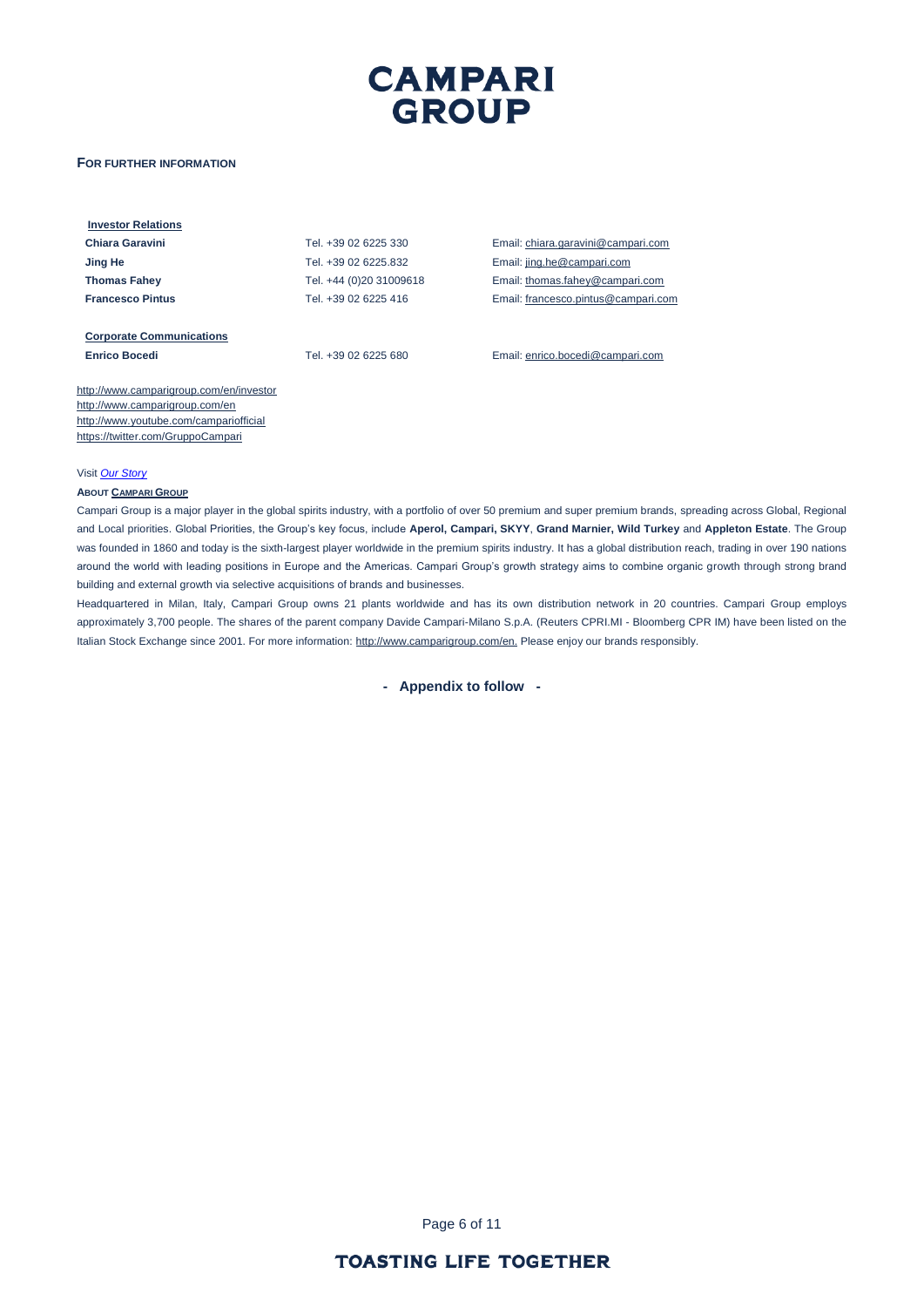**FOR FURTHER INFORMATION**

**Investor Relations**

| | | |
|---|---|---|
| **Chiara Garavini** | Tel. +39 02 6225 330 | Email: chiara.garavini@campari.com |
| **Jing He** | Tel. +39 02 6225.832 | Email: jing.he@campari.com |
| **Thomas Fahey** | Tel. +44 (0)20 31009618 | Email: thomas.fahey@campari.com |
| **Francesco Pintus** | Tel. +39 02 6225 416 | Email: francesco.pintus@campari.com |

**Corporate Communications**

| | | |
|---|---|---|
| **Enrico Bocedi** | Tel. +39 02 6225 680 | Email: enrico.bocedi@campari.com |

http://www.camparigroup.com/en/investor
http://www.camparigroup.com/en
http://www.youtube.com/campariofficial
https://twitter.com/GruppoCampari

Visit *Our Story*

**ABOUT CAMPARI GROUP**

Campari Group is a major player in the global spirits industry, with a portfolio of over 50 premium and super premium brands, spreading across Global, Regional and Local priorities. Global Priorities, the Group's key focus, include **Aperol, Campari, SKYY**, **Grand Marnier, Wild Turkey** and **Appleton Estate**. The Group was founded in 1860 and today is the sixth-largest player worldwide in the premium spirits industry. It has a global distribution reach, trading in over 190 nations around the world with leading positions in Europe and the Americas. Campari Group's growth strategy aims to combine organic growth through strong brand building and external growth via selective acquisitions of brands and businesses.

Headquartered in Milan, Italy, Campari Group owns 21 plants worldwide and has its own distribution network in 20 countries. Campari Group employs approximately 3,700 people. The shares of the parent company Davide Campari-Milano S.p.A. (Reuters CPRI.MI - Bloomberg CPR IM) have been listed on the Italian Stock Exchange since 2001. For more information: http://www.camparigroup.com/en. Please enjoy our brands responsibly.

**- Appendix to follow -**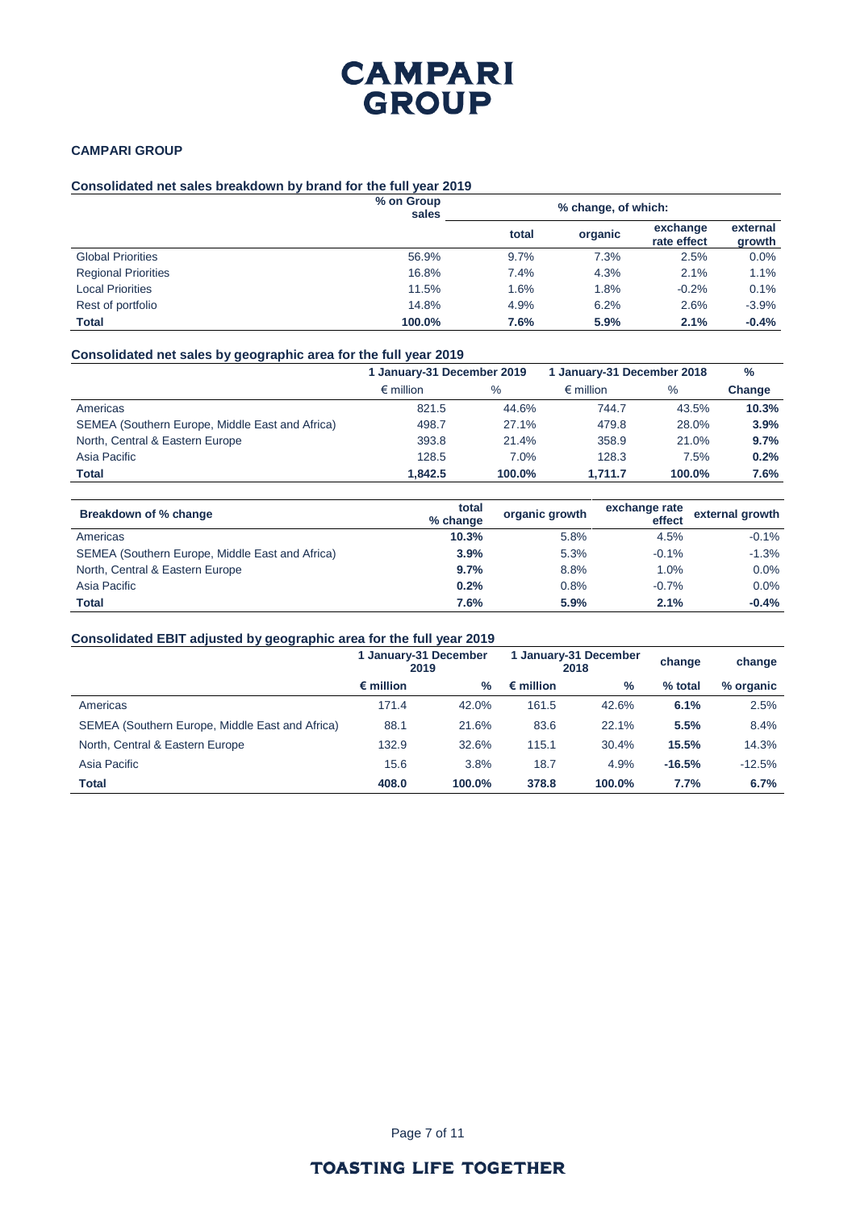**CAMPARI GROUP**

**Consolidated net sales breakdown by brand for the full year 2019**

| | % on Group sales | % change, of which: | | | |
|---|---|---|---|---|---|
| | | total | organic | exchange rate effect | external growth |
| Global Priorities | 56.9% | 9.7% | 7.3% | 2.5% | 0.0% |
| Regional Priorities | 16.8% | 7.4% | 4.3% | 2.1% | 1.1% |
| Local Priorities | 11.5% | 1.6% | 1.8% | -0.2% | 0.1% |
| Rest of portfolio | 14.8% | 4.9% | 6.2% | 2.6% | -3.9% |
| **Total** | **100.0%** | **7.6%** | **5.9%** | **2.1%** | **-0.4%** |

**Consolidated net sales by geographic area for the full year 2019**

| | 1 January-31 December 2019 | | 1 January-31 December 2018 | | % |
|---|---|---|---|---|---|
| | € million | % | € million | % | Change |
| Americas | 821.5 | 44.6% | 744.7 | 43.5% | **10.3%** |
| SEMEA (Southern Europe, Middle East and Africa) | 498.7 | 27.1% | 479.8 | 28.0% | **3.9%** |
| North, Central & Eastern Europe | 393.8 | 21.4% | 358.9 | 21.0% | **9.7%** |
| Asia Pacific | 128.5 | 7.0% | 128.3 | 7.5% | **0.2%** |
| **Total** | **1,842.5** | **100.0%** | **1,711.7** | **100.0%** | **7.6%** |

| Breakdown of % change | total % change | organic growth | exchange rate effect | external growth |
|---|---|---|---|---|
| Americas | **10.3%** | 5.8% | 4.5% | -0.1% |
| SEMEA (Southern Europe, Middle East and Africa) | **3.9%** | 5.3% | -0.1% | -1.3% |
| North, Central & Eastern Europe | **9.7%** | 8.8% | 1.0% | 0.0% |
| Asia Pacific | **0.2%** | 0.8% | -0.7% | 0.0% |
| **Total** | **7.6%** | **5.9%** | **2.1%** | **-0.4%** |

**Consolidated EBIT adjusted by geographic area for the full year 2019**

| | 1 January-31 December 2019 | | 1 January-31 December 2018 | | change | change |
|---|---|---|---|---|---|---|
| | € million | % | € million | % | % total | % organic |
| Americas | 171.4 | 42.0% | 161.5 | 42.6% | **6.1%** | 2.5% |
| SEMEA (Southern Europe, Middle East and Africa) | 88.1 | 21.6% | 83.6 | 22.1% | **5.5%** | 8.4% |
| North, Central & Eastern Europe | 132.9 | 32.6% | 115.1 | 30.4% | **15.5%** | 14.3% |
| Asia Pacific | 15.6 | 3.8% | 18.7 | 4.9% | **-16.5%** | -12.5% |
| **Total** | **408.0** | **100.0%** | **378.8** | **100.0%** | **7.7%** | **6.7%** |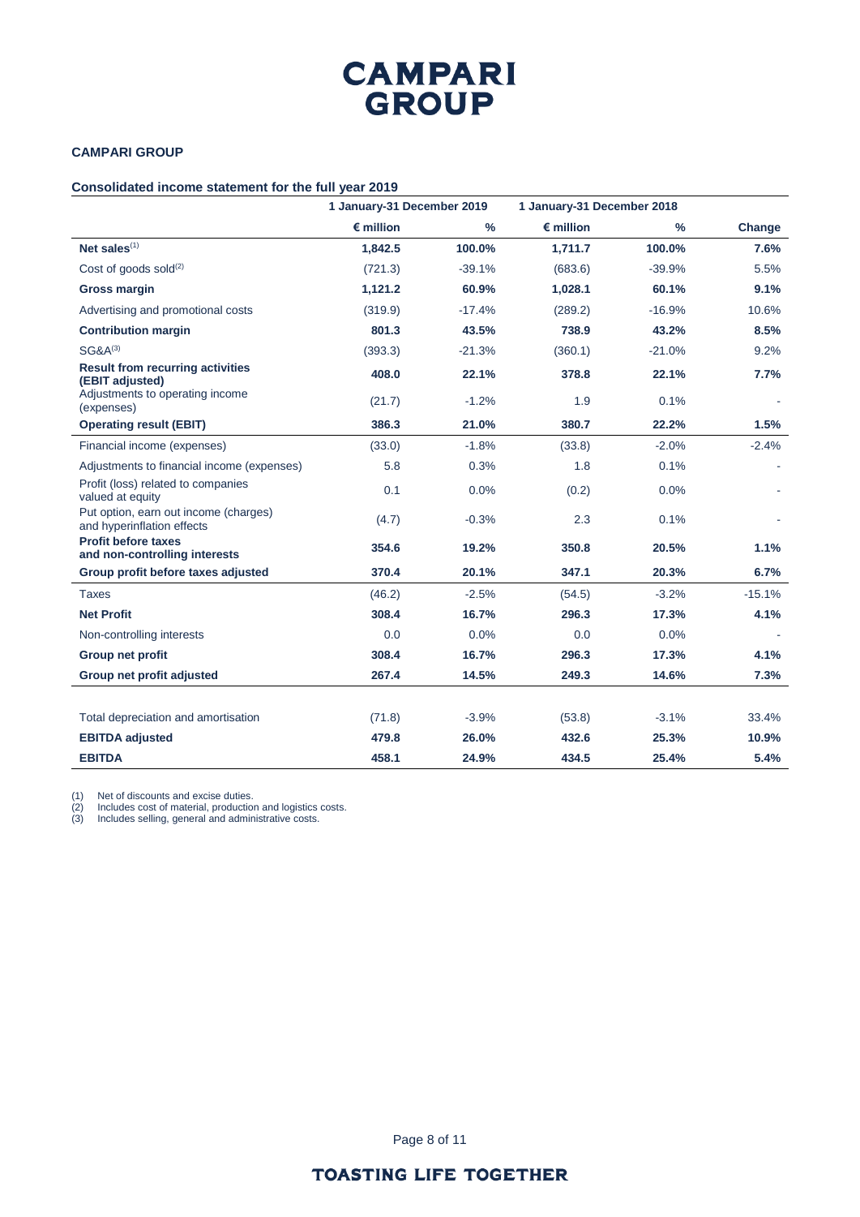# CAMPARI GROUP

**CAMPARI GROUP**

**Consolidated income statement for the full year 2019**

| | 1 January-31 December 2019 | | 1 January-31 December 2018 | | |
|---|---|---|---|---|---|
| | € million | % | € million | % | Change |
| **Net sales**[(1)] | **1,842.5** | **100.0%** | **1,711.7** | **100.0%** | **7.6%** |
| Cost of goods sold[(2)] | (721.3) | -39.1% | (683.6) | -39.9% | 5.5% |
| **Gross margin** | **1,121.2** | **60.9%** | **1,028.1** | **60.1%** | **9.1%** |
| Advertising and promotional costs | (319.9) | -17.4% | (289.2) | -16.9% | 10.6% |
| **Contribution margin** | **801.3** | **43.5%** | **738.9** | **43.2%** | **8.5%** |
| SG&A[(3)] | (393.3) | -21.3% | (360.1) | -21.0% | 9.2% |
| **Result from recurring activities (EBIT adjusted)** | **408.0** | **22.1%** | **378.8** | **22.1%** | **7.7%** |
| Adjustments to operating income (expenses) | (21.7) | -1.2% | 1.9 | 0.1% | - |
| **Operating result (EBIT)** | **386.3** | **21.0%** | **380.7** | **22.2%** | **1.5%** |
| Financial income (expenses) | (33.0) | -1.8% | (33.8) | -2.0% | -2.4% |
| Adjustments to financial income (expenses) | 5.8 | 0.3% | 1.8 | 0.1% | - |
| Profit (loss) related to companies valued at equity | 0.1 | 0.0% | (0.2) | 0.0% | - |
| Put option, earn out income (charges) and hyperinflation effects | (4.7) | -0.3% | 2.3 | 0.1% | - |
| **Profit before taxes and non-controlling interests** | **354.6** | **19.2%** | **350.8** | **20.5%** | **1.1%** |
| **Group profit before taxes adjusted** | **370.4** | **20.1%** | **347.1** | **20.3%** | **6.7%** |
| Taxes | (46.2) | -2.5% | (54.5) | -3.2% | -15.1% |
| **Net Profit** | **308.4** | **16.7%** | **296.3** | **17.3%** | **4.1%** |
| Non-controlling interests | 0.0 | 0.0% | 0.0 | 0.0% | - |
| **Group net profit** | **308.4** | **16.7%** | **296.3** | **17.3%** | **4.1%** |
| **Group net profit adjusted** | **267.4** | **14.5%** | **249.3** | **14.6%** | **7.3%** |
| | | | | | |
| Total depreciation and amortisation | (71.8) | -3.9% | (53.8) | -3.1% | 33.4% |
| **EBITDA adjusted** | **479.8** | **26.0%** | **432.6** | **25.3%** | **10.9%** |
| **EBITDA** | **458.1** | **24.9%** | **434.5** | **25.4%** | **5.4%** |

(1) Net of discounts and excise duties.
(2) Includes cost of material, production and logistics costs.
(3) Includes selling, general and administrative costs.

**TOASTING LIFE TOGETHER**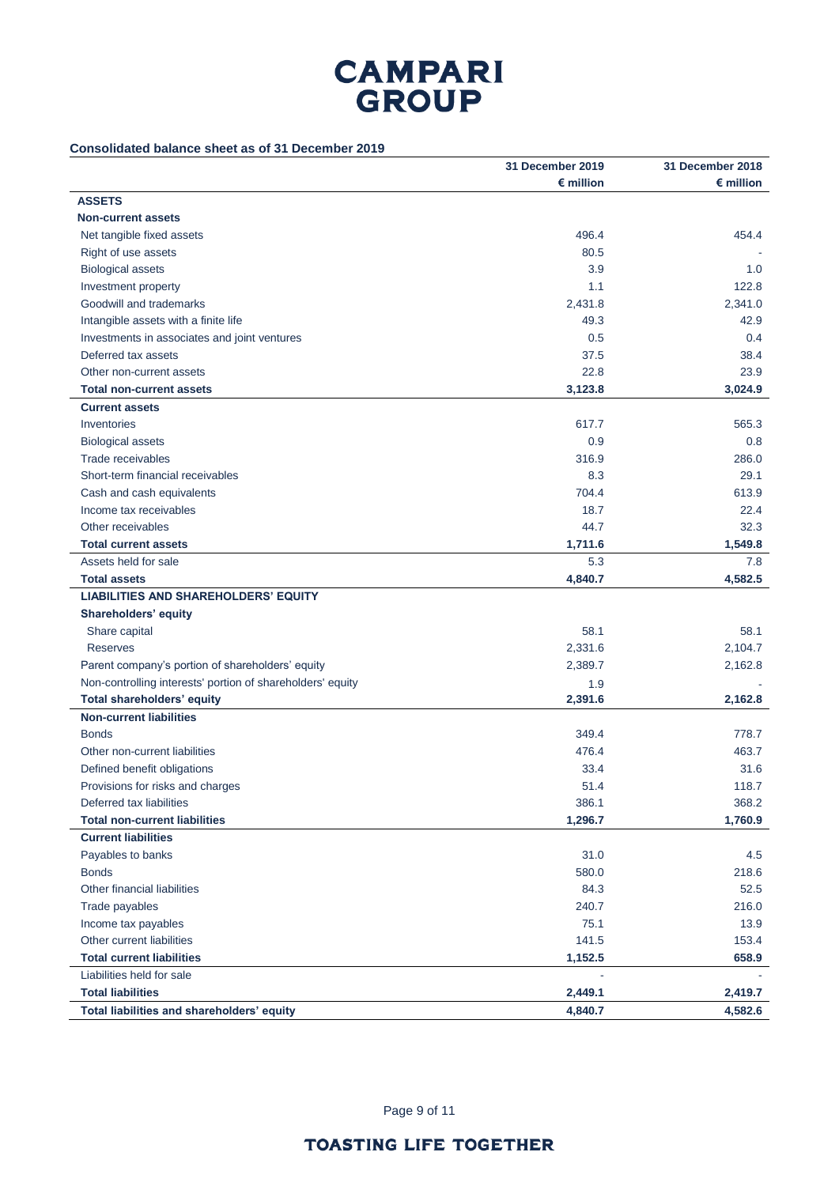# CAMPARI GROUP

**Consolidated balance sheet as of 31 December 2019**

| | 31 December 2019 | 31 December 2018 |
|---|---|---|
| | € million | € million |
| **ASSETS** | | |
| **Non-current assets** | | |
| Net tangible fixed assets | 496.4 | 454.4 |
| Right of use assets | 80.5 | - |
| Biological assets | 3.9 | 1.0 |
| Investment property | 1.1 | 122.8 |
| Goodwill and trademarks | 2,431.8 | 2,341.0 |
| Intangible assets with a finite life | 49.3 | 42.9 |
| Investments in associates and joint ventures | 0.5 | 0.4 |
| Deferred tax assets | 37.5 | 38.4 |
| Other non-current assets | 22.8 | 23.9 |
| **Total non-current assets** | **3,123.8** | **3,024.9** |
| **Current assets** | | |
| Inventories | 617.7 | 565.3 |
| Biological assets | 0.9 | 0.8 |
| Trade receivables | 316.9 | 286.0 |
| Short-term financial receivables | 8.3 | 29.1 |
| Cash and cash equivalents | 704.4 | 613.9 |
| Income tax receivables | 18.7 | 22.4 |
| Other receivables | 44.7 | 32.3 |
| **Total current assets** | **1,711.6** | **1,549.8** |
| Assets held for sale | 5.3 | 7.8 |
| **Total assets** | **4,840.7** | **4,582.5** |
| **LIABILITIES AND SHAREHOLDERS' EQUITY** | | |
| **Shareholders' equity** | | |
| Share capital | 58.1 | 58.1 |
| Reserves | 2,331.6 | 2,104.7 |
| Parent company's portion of shareholders' equity | 2,389.7 | 2,162.8 |
| Non-controlling interests' portion of shareholders' equity | 1.9 | - |
| **Total shareholders' equity** | **2,391.6** | **2,162.8** |
| **Non-current liabilities** | | |
| Bonds | 349.4 | 778.7 |
| Other non-current liabilities | 476.4 | 463.7 |
| Defined benefit obligations | 33.4 | 31.6 |
| Provisions for risks and charges | 51.4 | 118.7 |
| Deferred tax liabilities | 386.1 | 368.2 |
| **Total non-current liabilities** | **1,296.7** | **1,760.9** |
| **Current liabilities** | | |
| Payables to banks | 31.0 | 4.5 |
| Bonds | 580.0 | 218.6 |
| Other financial liabilities | 84.3 | 52.5 |
| Trade payables | 240.7 | 216.0 |
| Income tax payables | 75.1 | 13.9 |
| Other current liabilities | 141.5 | 153.4 |
| **Total current liabilities** | **1,152.5** | **658.9** |
| Liabilities held for sale | - | - |
| **Total liabilities** | **2,449.1** | **2,419.7** |
| **Total liabilities and shareholders' equity** | **4,840.7** | **4,582.6** |

**TOASTING LIFE TOGETHER**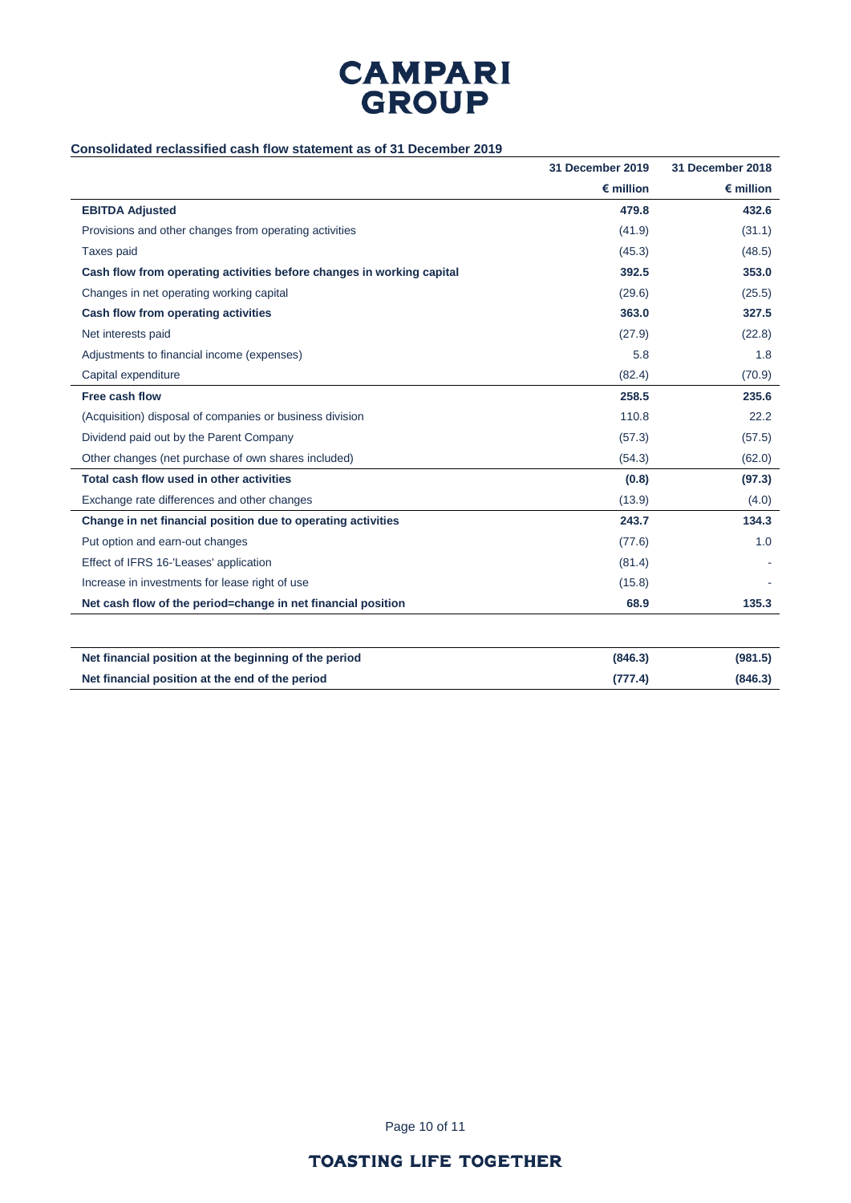**Consolidated reclassified cash flow statement as of 31 December 2019**

| | 31 December 2019 | 31 December 2018 |
|---|---|---|
| | € million | € million |
| **EBITDA Adjusted** | **479.8** | **432.6** |
| Provisions and other changes from operating activities | (41.9) | (31.1) |
| Taxes paid | (45.3) | (48.5) |
| **Cash flow from operating activities before changes in working capital** | **392.5** | **353.0** |
| Changes in net operating working capital | (29.6) | (25.5) |
| **Cash flow from operating activities** | **363.0** | **327.5** |
| Net interests paid | (27.9) | (22.8) |
| Adjustments to financial income (expenses) | 5.8 | 1.8 |
| Capital expenditure | (82.4) | (70.9) |
| **Free cash flow** | **258.5** | **235.6** |
| (Acquisition) disposal of companies or business division | 110.8 | 22.2 |
| Dividend paid out by the Parent Company | (57.3) | (57.5) |
| Other changes (net purchase of own shares included) | (54.3) | (62.0) |
| **Total cash flow used in other activities** | **(0.8)** | **(97.3)** |
| Exchange rate differences and other changes | (13.9) | (4.0) |
| **Change in net financial position due to operating activities** | **243.7** | **134.3** |
| Put option and earn-out changes | (77.6) | 1.0 |
| Effect of IFRS 16-'Leases' application | (81.4) | - |
| Increase in investments for lease right of use | (15.8) | - |
| **Net cash flow of the period=change in net financial position** | **68.9** | **135.3** |
| | | |
| **Net financial position at the beginning of the period** | **(846.3)** | **(981.5)** |
| **Net financial position at the end of the period** | **(777.4)** | **(846.3)** |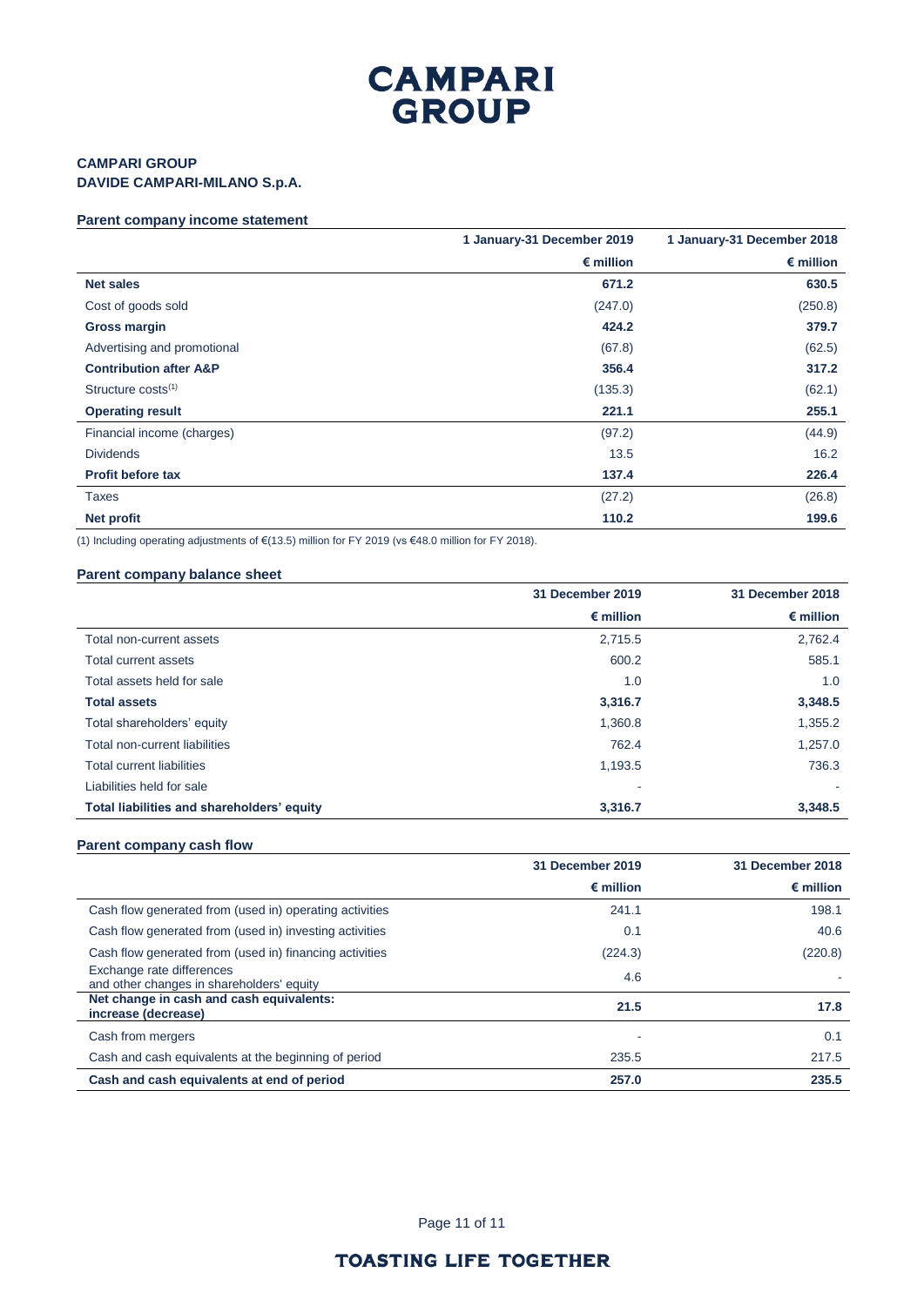# CAMPARI GROUP

**CAMPARI GROUP**
**DAVIDE CAMPARI-MILANO S.p.A.**

### Parent company income statement

| | 1 January-31 December 2019 | 1 January-31 December 2018 |
|---|---|---|
| | € million | € million |
| **Net sales** | **671.2** | **630.5** |
| Cost of goods sold | (247.0) | (250.8) |
| **Gross margin** | **424.2** | **379.7** |
| Advertising and promotional | (67.8) | (62.5) |
| **Contribution after A&P** | **356.4** | **317.2** |
| Structure costs[(1)] | (135.3) | (62.1) |
| **Operating result** | **221.1** | **255.1** |
| Financial income (charges) | (97.2) | (44.9) |
| Dividends | 13.5 | 16.2 |
| **Profit before tax** | **137.4** | **226.4** |
| Taxes | (27.2) | (26.8) |
| **Net profit** | **110.2** | **199.6** |

(1) Including operating adjustments of €(13.5) million for FY 2019 (vs €48.0 million for FY 2018).

### Parent company balance sheet

| | 31 December 2019 | 31 December 2018 |
|---|---|---|
| | € million | € million |
| Total non-current assets | 2,715.5 | 2,762.4 |
| Total current assets | 600.2 | 585.1 |
| Total assets held for sale | 1.0 | 1.0 |
| **Total assets** | **3,316.7** | **3,348.5** |
| Total shareholders' equity | 1,360.8 | 1,355.2 |
| Total non-current liabilities | 762.4 | 1,257.0 |
| Total current liabilities | 1,193.5 | 736.3 |
| Liabilities held for sale | - | - |
| **Total liabilities and shareholders' equity** | **3,316.7** | **3,348.5** |

### Parent company cash flow

| | 31 December 2019 | 31 December 2018 |
|---|---|---|
| | € million | € million |
| Cash flow generated from (used in) operating activities | 241.1 | 198.1 |
| Cash flow generated from (used in) investing activities | 0.1 | 40.6 |
| Cash flow generated from (used in) financing activities | (224.3) | (220.8) |
| Exchange rate differences and other changes in shareholders' equity | 4.6 | - |
| **Net change in cash and cash equivalents: increase (decrease)** | **21.5** | **17.8** |
| Cash from mergers | - | 0.1 |
| Cash and cash equivalents at the beginning of period | 235.5 | 217.5 |
| **Cash and cash equivalents at end of period** | **257.0** | **235.5** |

**TOASTING LIFE TOGETHER**